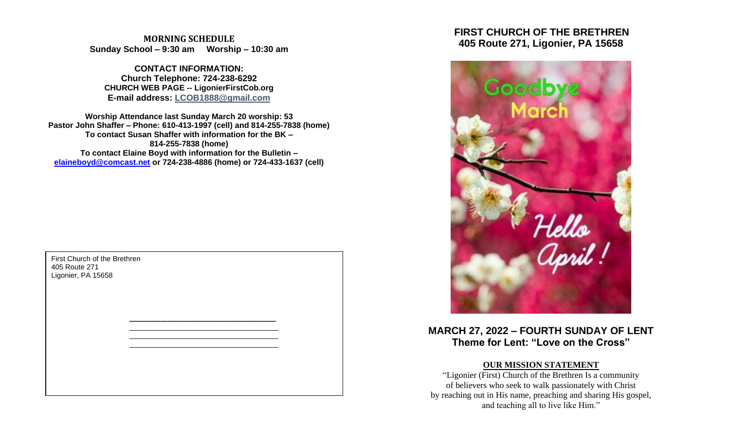**MORNING SCHEDULE**
**Sunday School – 9:30 am Worship – 10:30 am**

**CONTACT INFORMATION:**
**Church Telephone: 724-238-6292**
**CHURCH WEB PAGE -- LigonierFirstCob.org**
**E-mail address: LCOB1888@gmail.com**

**Worship Attendance last Sunday March 20 worship: 53**
**Pastor John Shaffer – Phone: 610-413-1997 (cell) and 814-255-7838 (home)**
**To contact Susan Shaffer with information for the BK – 814-255-7838 (home)**
**To contact Elaine Boyd with information for the Bulletin – elaineboyd@comcast.net or 724-238-4886 (home) or 724-433-1637 (cell)**

First Church of the Brethren
405 Route 271
Ligonier, PA 15658

# FIRST CHURCH OF THE BRETHREN
## 405 Route 271, Ligonier, PA 15658

Goodbye March
Hello April!

## MARCH 27, 2022 – FOURTH SUNDAY OF LENT
## Theme for Lent: "Love on the Cross"

**OUR MISSION STATEMENT**

"Ligonier (First) Church of the Brethren Is a community of believers who seek to walk passionately with Christ by reaching out in His name, preaching and sharing His gospel, and teaching all to live like Him."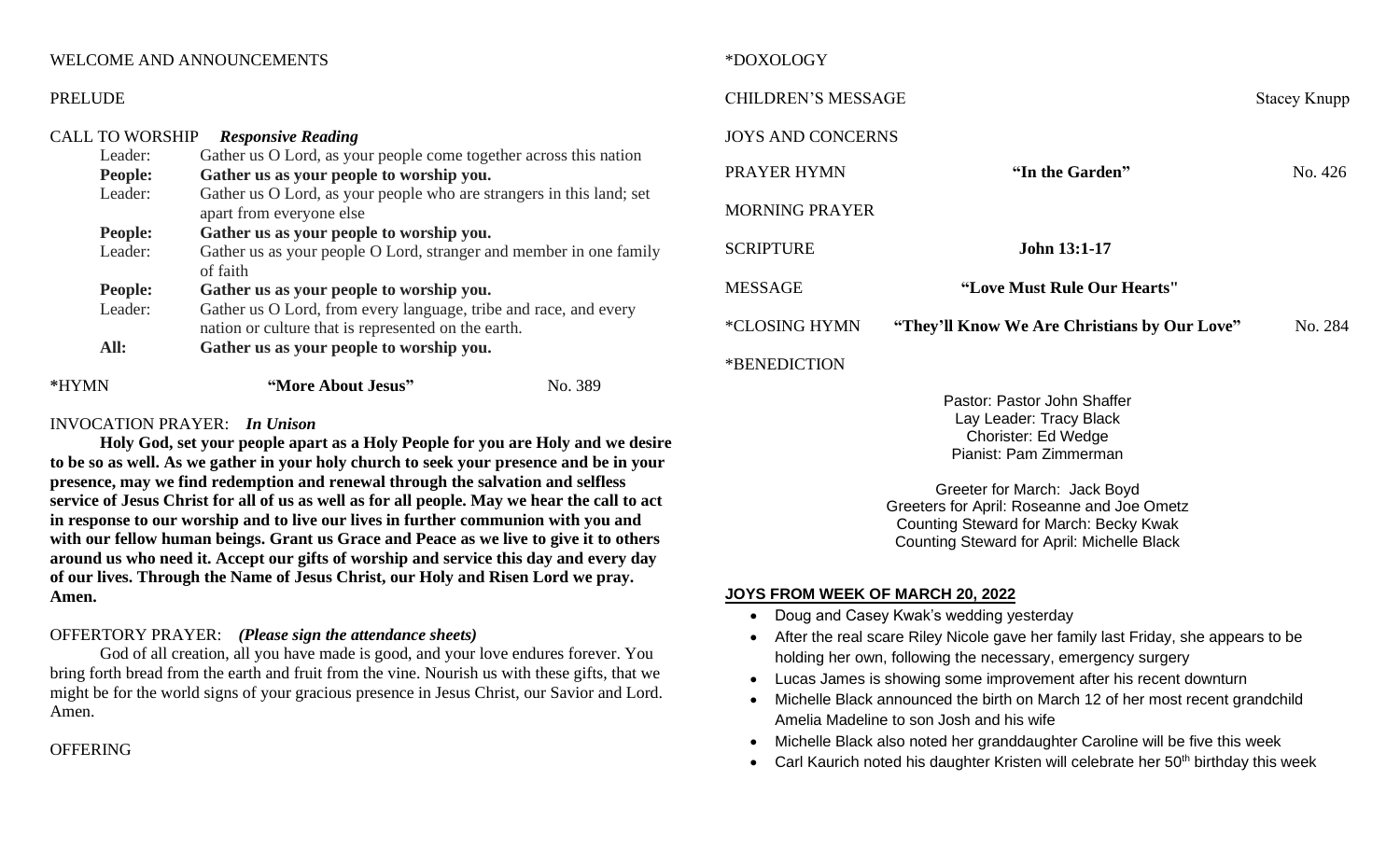WELCOME AND ANNOUNCEMENTS

PRELUDE

CALL TO WORSHIP *Responsive Reading*

| | |
|---|---|
| Leader: | Gather us O Lord, as your people come together across this nation |
| **People:** | **Gather us as your people to worship you.** |
| Leader: | Gather us O Lord, as your people who are strangers in this land; set apart from everyone else |
| **People:** | **Gather us as your people to worship you.** |
| Leader: | Gather us as your people O Lord, stranger and member in one family of faith |
| **People:** | **Gather us as your people to worship you.** |
| Leader: | Gather us O Lord, from every language, tribe and race, and every nation or culture that is represented on the earth. |
| **All:** | **Gather us as your people to worship you.** |

*HYMN **"More About Jesus"** No. 389

INVOCATION PRAYER: *In Unison*

**Holy God, set your people apart as a Holy People for you are Holy and we desire to be so as well. As we gather in your holy church to seek your presence and be in your presence, may we find redemption and renewal through the salvation and selfless service of Jesus Christ for all of us as well as for all people. May we hear the call to act in response to our worship and to live our lives in further communion with you and with our fellow human beings. Grant us Grace and Peace as we live to give it to others around us who need it. Accept our gifts of worship and service this day and every day of our lives. Through the Name of Jesus Christ, our Holy and Risen Lord we pray. Amen.**

OFFERTORY PRAYER: ***(Please sign the attendance sheets)***

God of all creation, all you have made is good, and your love endures forever. You bring forth bread from the earth and fruit from the vine. Nourish us with these gifts, that we might be for the world signs of your gracious presence in Jesus Christ, our Savior and Lord. Amen.

OFFERING

*DOXOLOGY

CHILDREN'S MESSAGE Stacey Knupp

JOYS AND CONCERNS

PRAYER HYMN **"In the Garden"** No. 426

MORNING PRAYER

SCRIPTURE **John 13:1-17**

MESSAGE **"Love Must Rule Our Hearts"**

*CLOSING HYMN **"They'll Know We Are Christians by Our Love"** No. 284

*BENEDICTION

Pastor: Pastor John Shaffer
Lay Leader: Tracy Black
Chorister: Ed Wedge
Pianist: Pam Zimmerman

Greeter for March: Jack Boyd
Greeters for April: Roseanne and Joe Ometz
Counting Steward for March: Becky Kwak
Counting Steward for April: Michelle Black

**JOYS FROM WEEK OF MARCH 20, 2022**

- Doug and Casey Kwak's wedding yesterday
- After the real scare Riley Nicole gave her family last Friday, she appears to be holding her own, following the necessary, emergency surgery
- Lucas James is showing some improvement after his recent downturn
- Michelle Black announced the birth on March 12 of her most recent grandchild Amelia Madeline to son Josh and his wife
- Michelle Black also noted her granddaughter Caroline will be five this week
- Carl Kaurich noted his daughter Kristen will celebrate her 50th birthday this week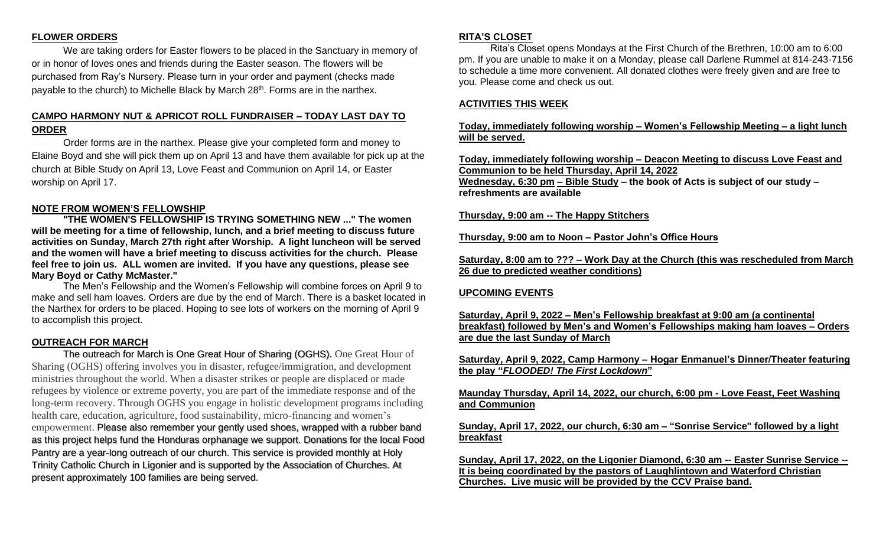## FLOWER ORDERS

We are taking orders for Easter flowers to be placed in the Sanctuary in memory of or in honor of loves ones and friends during the Easter season. The flowers will be purchased from Ray's Nursery. Please turn in your order and payment (checks made payable to the church) to Michelle Black by March 28th. Forms are in the narthex.

## CAMPO HARMONY NUT & APRICOT ROLL FUNDRAISER – TODAY LAST DAY TO ORDER

Order forms are in the narthex. Please give your completed form and money to Elaine Boyd and she will pick them up on April 13 and have them available for pick up at the church at Bible Study on April 13, Love Feast and Communion on April 14, or Easter worship on April 17.

## NOTE FROM WOMEN'S FELLOWSHIP

**"THE WOMEN'S FELLOWSHIP IS TRYING SOMETHING NEW ..." The women will be meeting for a time of fellowship, lunch, and a brief meeting to discuss future activities on Sunday, March 27th right after Worship. A light luncheon will be served and the women will have a brief meeting to discuss activities for the church. Please feel free to join us. ALL women are invited. If you have any questions, please see Mary Boyd or Cathy McMaster."**

The Men's Fellowship and the Women's Fellowship will combine forces on April 9 to make and sell ham loaves. Orders are due by the end of March. There is a basket located in the Narthex for orders to be placed. Hoping to see lots of workers on the morning of April 9 to accomplish this project.

## OUTREACH FOR MARCH

The outreach for March is One Great Hour of Sharing (OGHS). One Great Hour of Sharing (OGHS) offering involves you in disaster, refugee/immigration, and development ministries throughout the world. When a disaster strikes or people are displaced or made refugees by violence or extreme poverty, you are part of the immediate response and of the long-term recovery. Through OGHS you engage in holistic development programs including health care, education, agriculture, food sustainability, micro-financing and women's empowerment. Please also remember your gently used shoes, wrapped with a rubber band as this project helps fund the Honduras orphanage we support. Donations for the local Food Pantry are a year-long outreach of our church. This service is provided monthly at Holy Trinity Catholic Church in Ligonier and is supported by the Association of Churches. At present approximately 100 families are being served.

## RITA'S CLOSET

Rita's Closet opens Mondays at the First Church of the Brethren, 10:00 am to 6:00 pm. If you are unable to make it on a Monday, please call Darlene Rummel at 814-243-7156 to schedule a time more convenient. All donated clothes were freely given and are free to you. Please come and check us out.

## ACTIVITIES THIS WEEK

**Today, immediately following worship – Women's Fellowship Meeting – a light lunch will be served.**

**Today, immediately following worship – Deacon Meeting to discuss Love Feast and Communion to be held Thursday, April 14, 2022**

**Wednesday, 6:30 pm – Bible Study – the book of Acts is subject of our study – refreshments are available**

**Thursday, 9:00 am -- The Happy Stitchers**

**Thursday, 9:00 am to Noon – Pastor John's Office Hours**

**Saturday, 8:00 am to ??? – Work Day at the Church (this was rescheduled from March 26 due to predicted weather conditions)**

## UPCOMING EVENTS

**Saturday, April 9, 2022 – Men's Fellowship breakfast at 9:00 am (a continental breakfast) followed by Men's and Women's Fellowships making ham loaves – Orders are due the last Sunday of March**

**Saturday, April 9, 2022, Camp Harmony – Hogar Enmanuel's Dinner/Theater featuring the play "*FLOODED! The First Lockdown*"**

**Maunday Thursday, April 14, 2022, our church, 6:00 pm - Love Feast, Feet Washing and Communion**

**Sunday, April 17, 2022, our church, 6:30 am – "Sonrise Service" followed by a light breakfast**

**Sunday, April 17, 2022, on the Ligonier Diamond, 6:30 am -- Easter Sunrise Service -- It is being coordinated by the pastors of Laughlintown and Waterford Christian Churches. Live music will be provided by the CCV Praise band.**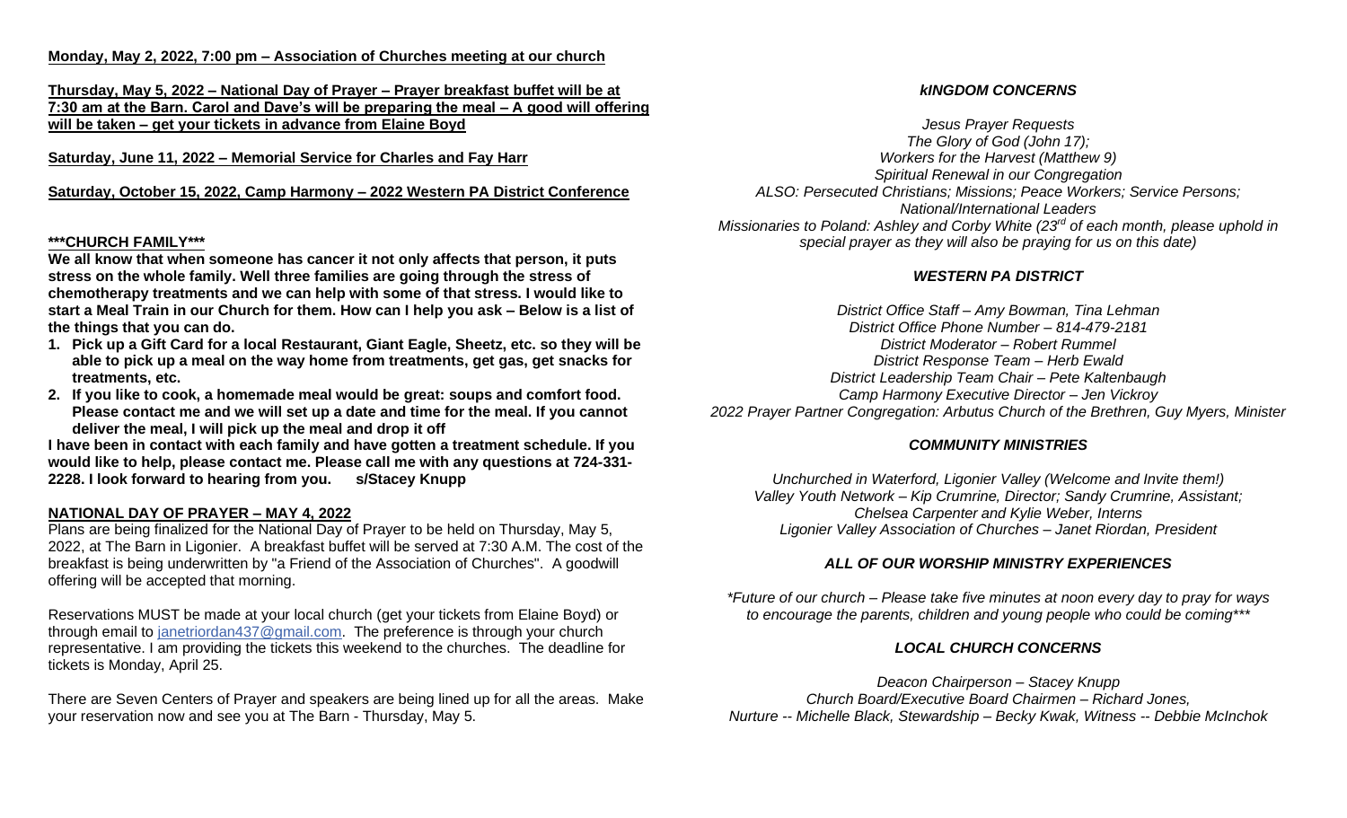**Monday, May 2, 2022, 7:00 pm – Association of Churches meeting at our church**

**Thursday, May 5, 2022 – National Day of Prayer – Prayer breakfast buffet will be at 7:30 am at the Barn. Carol and Dave's will be preparing the meal – A good will offering will be taken – get your tickets in advance from Elaine Boyd**

**Saturday, June 11, 2022 – Memorial Service for Charles and Fay Harr**

**Saturday, October 15, 2022, Camp Harmony – 2022 Western PA District Conference**

**\*\*\*CHURCH FAMILY\*\*\***

**We all know that when someone has cancer it not only affects that person, it puts stress on the whole family. Well three families are going through the stress of chemotherapy treatments and we can help with some of that stress. I would like to start a Meal Train in our Church for them. How can I help you ask – Below is a list of the things that you can do.**

1. **Pick up a Gift Card for a local Restaurant, Giant Eagle, Sheetz, etc. so they will be able to pick up a meal on the way home from treatments, get gas, get snacks for treatments, etc.**
2. **If you like to cook, a homemade meal would be great: soups and comfort food. Please contact me and we will set up a date and time for the meal. If you cannot deliver the meal, I will pick up the meal and drop it off**

**I have been in contact with each family and have gotten a treatment schedule. If you would like to help, please contact me. Please call me with any questions at 724-331-2228. I look forward to hearing from you. s/Stacey Knupp**

**NATIONAL DAY OF PRAYER – MAY 4, 2022**

Plans are being finalized for the National Day of Prayer to be held on Thursday, May 5, 2022, at The Barn in Ligonier. A breakfast buffet will be served at 7:30 A.M. The cost of the breakfast is being underwritten by "a Friend of the Association of Churches". A goodwill offering will be accepted that morning.

Reservations MUST be made at your local church (get your tickets from Elaine Boyd) or through email to janetriordan437@gmail.com. The preference is through your church representative. I am providing the tickets this weekend to the churches. The deadline for tickets is Monday, April 25.

There are Seven Centers of Prayer and speakers are being lined up for all the areas. Make your reservation now and see you at The Barn - Thursday, May 5.

***kINGDOM CONCERNS***

*Jesus Prayer Requests*
*The Glory of God (John 17);*
*Workers for the Harvest (Matthew 9)*
*Spiritual Renewal in our Congregation*
*ALSO: Persecuted Christians; Missions; Peace Workers; Service Persons; National/International Leaders*
*Missionaries to Poland: Ashley and Corby White (23rd of each month, please uphold in special prayer as they will also be praying for us on this date)*

***WESTERN PA DISTRICT***

*District Office Staff – Amy Bowman, Tina Lehman*
*District Office Phone Number – 814-479-2181*
*District Moderator – Robert Rummel*
*District Response Team – Herb Ewald*
*District Leadership Team Chair – Pete Kaltenbaugh*
*Camp Harmony Executive Director – Jen Vickroy*
*2022 Prayer Partner Congregation: Arbutus Church of the Brethren, Guy Myers, Minister*

***COMMUNITY MINISTRIES***

*Unchurched in Waterford, Ligonier Valley (Welcome and Invite them!)*
*Valley Youth Network – Kip Crumrine, Director; Sandy Crumrine, Assistant; Chelsea Carpenter and Kylie Weber, Interns*
*Ligonier Valley Association of Churches – Janet Riordan, President*

***ALL OF OUR WORSHIP MINISTRY EXPERIENCES***

*\*Future of our church – Please take five minutes at noon every day to pray for ways to encourage the parents, children and young people who could be coming\*\*\**

***LOCAL CHURCH CONCERNS***

*Deacon Chairperson – Stacey Knupp*
*Church Board/Executive Board Chairmen – Richard Jones,*
*Nurture -- Michelle Black, Stewardship – Becky Kwak, Witness -- Debbie McInchok*